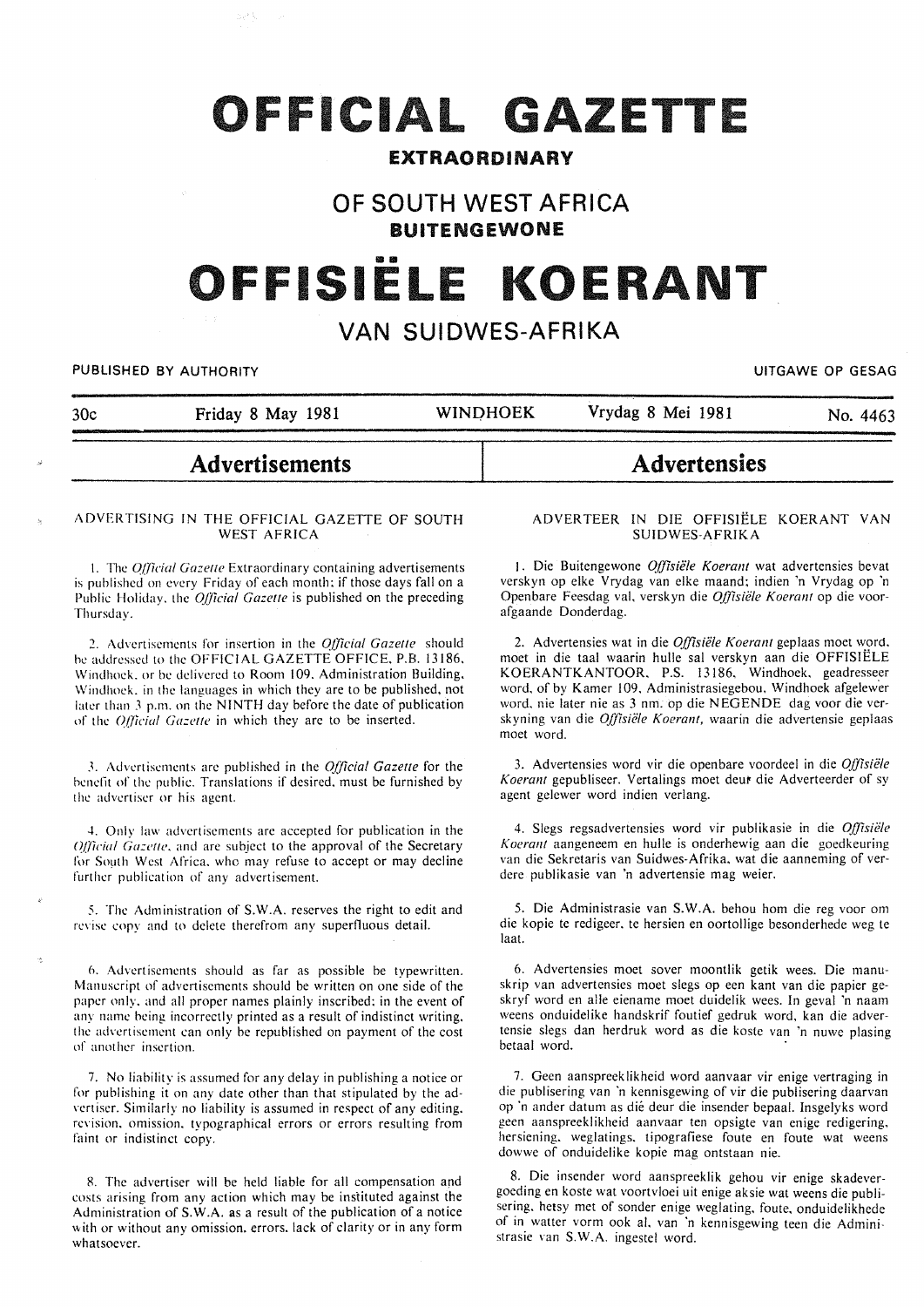# OFFICIAL GAZETTE

**EXTRAORDINARY**

## OF SOUTH WEST AFRICA

**BUITENGEWONE**

# OFFISIËLE KOERANT

## VAN SUIDWES-AFRIKA

PUBLISHED BY AUTHORITY — UITGAWE OP GESAG

30c — Friday 8 May 1981 — WINDHOEK — Vrydag 8 Mei 1981 — No. 4463

## Advertisements

### ADVERTISING IN THE OFFICIAL GAZETTE OF SOUTH WEST AFRICA

1. The *Official Gazette* Extraordinary containing advertisements is published on every Friday of each month; if those days fall on a Public Holiday, the *Official Gazette* is published on the preceding Thursday.

2. Advertisements for insertion in the *Official Gazette* should be addressed to the OFFICIAL GAZETTE OFFICE, P.B. 13186, Windhoek, or be delivered to Room 109, Administration Building, Windhoek, in the languages in which they are to be published, not later than 3 p.m. on the NINTH day before the date of publication of the *Official Gazette* in which they are to be inserted.

3. Advertisements are published in the *Official Gazette* for the benefit of the public. Translations if desired, must be furnished by the advertiser or his agent.

4. Only law advertisements are accepted for publication in the *Official Gazette*, and are subject to the approval of the Secretary for South West Africa, who may refuse to accept or may decline further publication of any advertisement.

5. The Administration of S.W.A. reserves the right to edit and revise copy and to delete therefrom any superfluous detail.

6. Advertisements should as far as possible be typewritten. Manuscript of advertisements should be written on one side of the paper only, and all proper names plainly inscribed; in the event of any name being incorrectly printed as a result of indistinct writing, the advertisement can only be republished on payment of the cost of another insertion.

7. No liability is assumed for any delay in publishing a notice or for publishing it on any date other than that stipulated by the advertiser. Similarly no liability is assumed in respect of any editing, revision, omission, typographical errors or errors resulting from faint or indistinct copy.

8. The advertiser will be held liable for all compensation and costs arising from any action which may be instituted against the Administration of S.W.A. as a result of the publication of a notice with or without any omission, errors, lack of clarity or in any form whatsoever.

## Advertensies

### ADVERTEER IN DIE OFFISIËLE KOERANT VAN SUIDWES-AFRIKA

1. Die Buitengewone *Offisiële Koerant* wat advertensies bevat verskyn op elke Vrydag van elke maand; indien 'n Vrydag op 'n Openbare Feesdag val, verskyn die *Offisiële Koerant* op die voorafgaande Donderdag.

2. Advertensies wat in die *Offisiële Koerant* geplaas moet word, moet in die taal waarin hulle sal verskyn aan die OFFISIËLE KOERANTKANTOOR, P.S. 13186, Windhoek, geadresseer word, of by Kamer 109, Administrasiegebou, Windhoek afgelewer word, nie later nie as 3 nm. op die NEGENDE dag voor die verskyning van die *Offisiële Koerant*, waarin die advertensie geplaas moet word.

3. Advertensies word vir die openbare voordeel in die *Offisiële Koerant* gepubliseer. Vertalings moet deur die Adverteerder of sy agent gelewer word indien verlang.

4. Slegs regsadvertensies word vir publikasie in die *Offisiële Koerant* aangeneem en hulle is onderhewig aan die goedkeuring van die Sekretaris van Suidwes-Afrika, wat die aanneming of verdere publikasie van 'n advertensie mag weier.

5. Die Administrasie van S.W.A. behou hom die reg voor om die kopie te redigeer, te hersien en oortollige besonderhede weg te laat.

6. Advertensies moet sover moontlik getik wees. Die manuskrip van advertensies moet slegs op een kant van die papier geskryf word en alle eiename moet duidelik wees. In geval 'n naam weens onduidelike handskrif foutief gedruk word, kan die advertensie slegs dan herdruk word as die koste van 'n nuwe plasing betaal word.

7. Geen aanspreeklikheid word aanvaar vir enige vertraging in die publisering van 'n kennisgewing of vir die publisering daarvan op 'n ander datum as dié deur die insender bepaal. Insgelyks word geen aanspreeklikheid aanvaar ten opsigte van enige redigering, hersiening, weglatings, tipografiese foute en foute wat weens dowwe of onduidelike kopie mag ontstaan nie.

8. Die insender word aanspreeklik gehou vir enige skadevergoeding en koste wat voortvloei uit enige aksie wat weens die publisering, hetsy met of sonder enige weglating, foute, onduidelikhede of in watter vorm ook al, van 'n kennisgewing teen die Administrasie van S.W.A. ingestel word.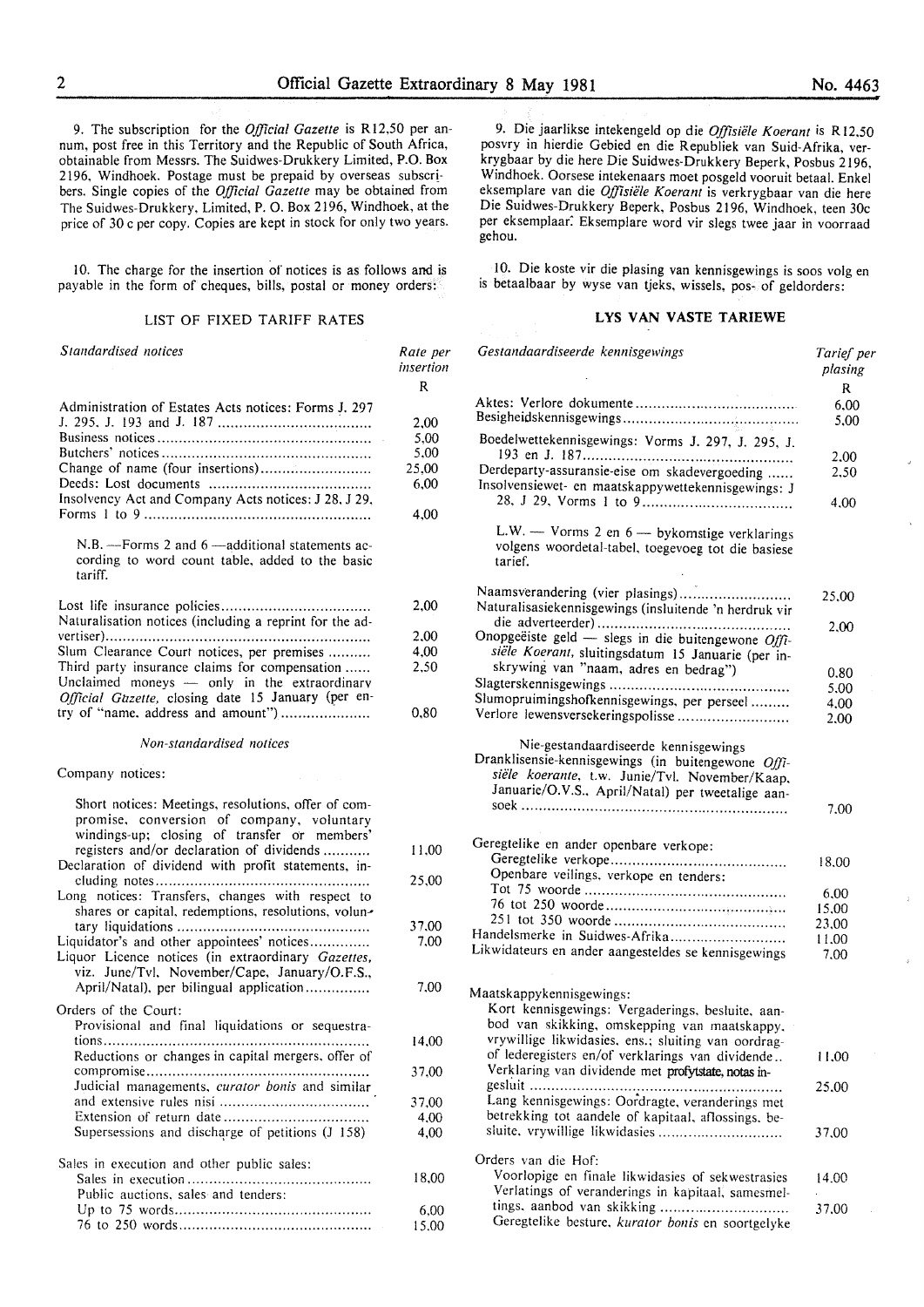9. The subscription for the *Official Gazette* is R12,50 per annum, post free in this Territory and the Republic of South Africa, obtainable from Messrs. The Suidwes-Drukkery Limited, P.O. Box 2196, Windhoek. Postage must be prepaid by overseas subscribers. Single copies of the *Official Gazette* may be obtained from The Suidwes-Drukkery, Limited, P. O. Box 2196, Windhoek, at the price of 30 c per copy. Copies are kept in stock for only two years.

10. The charge for the insertion of notices is as follows and is payable in the form of cheques, bills, postal or money orders:

### LIST OF FIXED TARIFF RATES

| *Standardised notices* | *Rate per insertion* |
|---|---|
| | R |
| Administration of Estates Acts notices: Forms J. 297 J. 295, J. 193 and J. 187 | 2,00 |
| Business notices | 5,00 |
| Butchers' notices | 5,00 |
| Change of name (four insertions) | 25,00 |
| Deeds: Lost documents | 6,00 |
| Insolvency Act and Company Acts notices: J 28, J 29, Forms 1 to 9 | 4,00 |
| N.B. —Forms 2 and 6 —additional statements according to word count table, added to the basic tariff. | |
| Lost life insurance policies | 2,00 |
| Naturalisation notices (including a reprint for the advertiser) | 2,00 |
| Slum Clearance Court notices, per premises | 4,00 |
| Third party insurance claims for compensation | 2,50 |
| Unclaimed moneys — only in the extraordinary *Official Gazette*, closing date 15 January (per entry of "name, address and amount") | 0,80 |

*Non-standardised notices*

| | |
|---|---|
| Company notices: | |
| Short notices: Meetings, resolutions, offer of compromise, conversion of company, voluntary windings-up; closing of transfer or members' registers and/or declaration of dividends | 11,00 |
| Declaration of dividend with profit statements, including notes | 25,00 |
| Long notices: Transfers, changes with respect to shares or capital, redemptions, resolutions, voluntary liquidations | 37,00 |
| Liquidator's and other appointees' notices | 7,00 |
| Liquor Licence notices (in extraordinary *Gazettes*, viz. June/Tvl. November/Cape, January/O.F.S., April/Natal), per bilingual application | 7,00 |
| Orders of the Court: | |
| Provisional and final liquidations or sequestrations | 14,00 |
| Reductions or changes in capital mergers, offer of compromise | 37,00 |
| Judicial managements, *curator bonis* and similar and extensive rules nisi | 37,00 |
| Extension of return date | 4,00 |
| Supersessions and discharge of petitions (J 158) | 4,00 |
| Sales in execution and other public sales: | |
| Sales in execution | 18,00 |
| Public auctions, sales and tenders: | |
| Up to 75 words | 6,00 |
| 76 to 250 words | 15,00 |

9. Die jaarlikse intekengeld op die *Offisiële Koerant* is R12,50 posvry in hierdie Gebied en die Republiek van Suid-Afrika, verkrygbaar by die here Die Suidwes-Drukkery Beperk, Posbus 2196, Windhoek. Oorsese intekenaars moet posgeld vooruit betaal. Enkel eksemplare van die *Offisiële Koerant* is verkrygbaar van die here Die Suidwes-Drukkery Beperk, Posbus 2196, Windhoek, teen 30c per eksemplaar. Eksemplare word vir slegs twee jaar in voorraad gehou.

10. Die koste vir die plasing van kennisgewings is soos volg en is betaalbaar by wyse van tjeks, wissels, pos- of geldorders:

### LYS VAN VASTE TARIEWE

| *Gestandaardiseerde kennisgewings* | *Tarief per plasing* |
|---|---|
| | R |
| Aktes: Verlore dokumente | 6,00 |
| Besigheidskennisgewings | 5,00 |
| Boedelwettekennisgewings: Vorms J. 297, J. 295, J. 193 en J. 187 | 2,00 |
| Derdeparty-assuransie-eise om skadevergoeding | 2,50 |
| Insolvensiewet- en maatskappywettekennisgewings: J 28, J 29, Vorms 1 to 9 | 4,00 |
| L.W. — Vorms 2 en 6 — bykomstige verklarings volgens woordetal-tabel, toegevoeg tot die basiese tarief. | |
| Naamsverandering (vier plasings) | 25,00 |
| Naturalisasiekennisgewings (insluitende 'n herdruk vir die adverteerder) | 2,00 |
| Onopgeëiste geld — slegs in die buitengewone *Offisiële Koerant*, sluitingsdatum 15 Januarie (per inskrywing van "naam, adres en bedrag") | 0,80 |
| Slagterskennisgewings | 5,00 |
| Slumopruimingshofkennisgewings, per perseel | 4,00 |
| Verlore lewensversekeringspolisse | 2,00 |

| Nie-gestandaardiseerde kennisgewings | |
|---|---|
| Dranklisensie-kennisgewings (in buitengewone *Offisiële koerante*, t.w. Junie/Tvl. November/Kaap, Januarie/O.V.S., April/Natal) per tweetalige aansoek | 7,00 |
| Geregtelike en ander openbare verkope: | |
| Geregtelike verkope | 18,00 |
| Openbare veilings, verkope en tenders: | |
| Tot 75 woorde | 6,00 |
| 76 tot 250 woorde | 15,00 |
| 251 tot 350 woorde | 23,00 |
| Handelsmerke in Suidwes-Afrika | 11,00 |
| Likwidateurs en ander aangesteldes se kennisgewings | 7,00 |
| Maatskappykennisgewings: | |
| Kort kennisgewings: Vergaderings, besluite, aanbod van skikking, omskepping van maatskappy, vrywillige likwidasies, ens.; sluiting van oordragof lederegisters en/of verklarings van dividende | 11,00 |
| Verklaring van dividende met profytstate, notas ingesluit | 25,00 |
| Lang kennisgewings: Oordragte, veranderings met betrekking tot aandele of kapitaal, aflossings, besluite, vrywillige likwidasies | 37,00 |
| Orders van die Hof: | |
| Voorlopige en finale likwidasies of sekwestrasies | 14,00 |
| Verlatings of veranderings in kapitaal, samesmeltings, aanbod van skikking | 37,00 |
| Geregtelike besture, *kurator bonis* en soortgelyke | |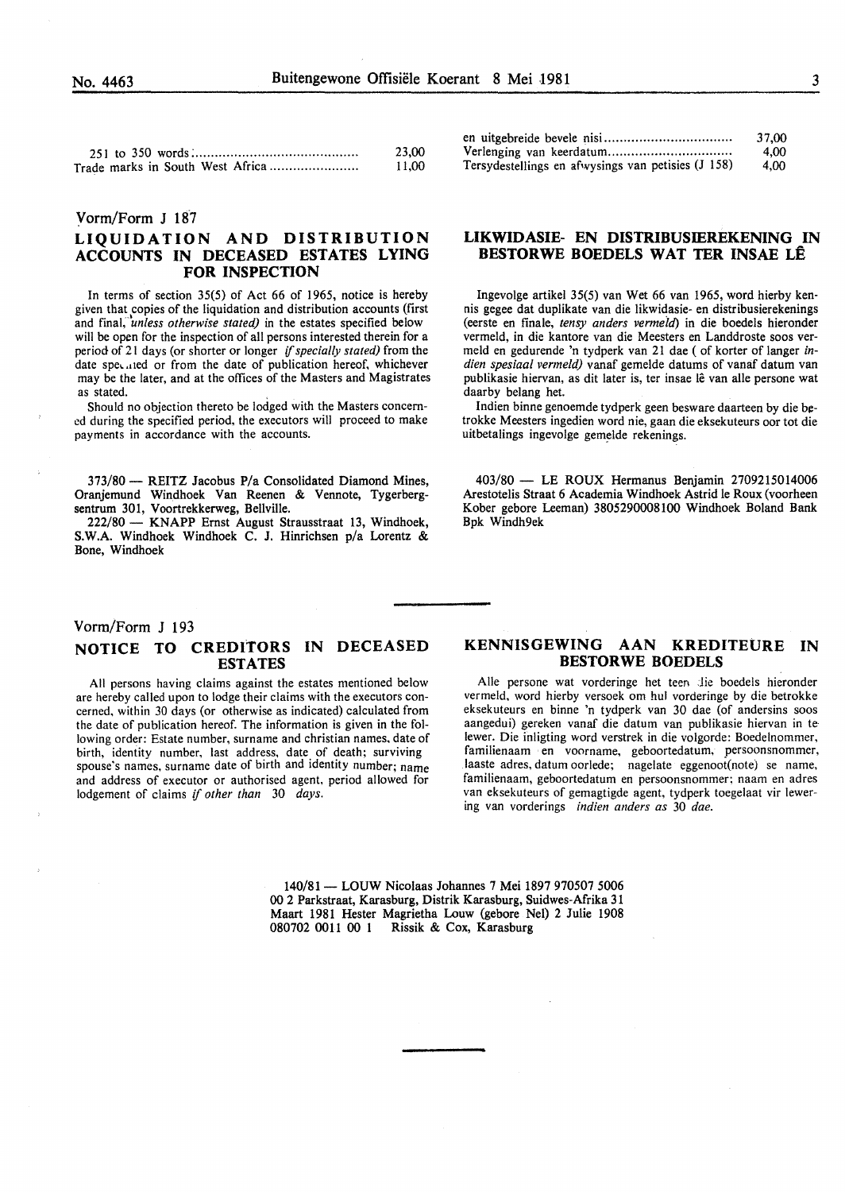| | |
|---|---|
| 251 to 350 words | 23,00 |
| Trade marks in South West Africa | 11,00 |

| | |
|---|---|
| en uitgebreide bevele nisi | 37,00 |
| Verlenging van keerdatum | 4,00 |
| Tersydestellings en afwysings van petisies (J 158) | 4,00 |

Vorm/Form J 187

## LIQUIDATION AND DISTRIBUTION ACCOUNTS IN DECEASED ESTATES LYING FOR INSPECTION

In terms of section 35(5) of Act 66 of 1965, notice is hereby given that copies of the liquidation and distribution accounts (first and final, *unless otherwise stated)* in the estates specified below will be open for the inspection of all persons interested therein for a period of 21 days (or shorter or longer *if specially stated)* from the date specified or from the date of publication hereof, whichever may be the later, and at the offices of the Masters and Magistrates as stated.

Should no objection thereto be lodged with the Masters concerned during the specified period, the executors will proceed to make payments in accordance with the accounts.

373/80 — REITZ Jacobus P/a Consolidated Diamond Mines, Oranjemund Windhoek Van Reenen & Vennote, Tygerbergsentrum 301, Voortrekkerweg, Bellville.

222/80 — KNAPP Ernst August Strausstraat 13, Windhoek, S.W.A. Windhoek Windhoek C. J. Hinrichsen p/a Lorentz & Bone, Windhoek

## LIKWIDASIE- EN DISTRIBUSIEREKENING IN BESTORWE BOEDELS WAT TER INSAE LÊ

Ingevolge artikel 35(5) van Wet 66 van 1965, word hierby kennis gegee dat duplikate van die likwidasie- en distribusierekenings (eerste en finale, *tensy anders vermeld)* in die boedels hieronder vermeld, in die kantore van die Meesters en Landdroste soos vermeld en gedurende 'n tydperk van 21 dae ( of korter of langer *indien spesiaal vermeld)* vanaf gemelde datums of vanaf datum van publikasie hiervan, as dit later is, ter insae lê van alle persone wat daarby belang het.

Indien binne genoemde tydperk geen besware daarteen by die betrokke Meesters ingedien word nie, gaan die eksekuteurs oor tot die uitbetalings ingevolge gemelde rekenings.

403/80 — LE ROUX Hermanus Benjamin 2709215014006 Arestotelis Straat 6 Academia Windhoek Astrid le Roux (voorheen Kober gebore Leeman) 3805290008100 Windhoek Boland Bank Bpk Windh9ek

Vorm/Form J 193

## NOTICE TO CREDITORS IN DECEASED ESTATES

All persons having claims against the estates mentioned below are hereby called upon to lodge their claims with the executors concerned, within 30 days (or otherwise as indicated) calculated from the date of publication hereof. The information is given in the following order: Estate number, surname and christian names, date of birth, identity number, last address, date of death; surviving spouse's names, surname date of birth and identity number; name and address of executor or authorised agent, period allowed for lodgement of claims *if other than 30 days.*

## KENNISGEWING AAN KREDITEURE IN BESTORWE BOEDELS

Alle persone wat vorderinge het teen die boedels hieronder vermeld, word hierby versoek om hul vorderinge by die betrokke eksekuteurs en binne 'n tydperk van 30 dae (of andersins soos aangedui) gereken vanaf die datum van publikasie hiervan in te lewer. Die inligting word verstrek in die volgorde: Boedelnommer, familienaam en voorname, geboortedatum, persoonsnommer, laaste adres, datum oorlede; nagelate eggenoot(note) se name, familienaam, geboortedatum en persoonsnommer; naam en adres van eksekuteurs of gemagtigde agent, tydperk toegelaat vir lewering van vorderings *indien anders as 30 dae.*

140/81 — LOUW Nicolaas Johannes 7 Mei 1897 970507 5006 00 2 Parkstraat, Karasburg, Distrik Karasburg, Suidwes-Afrika 31 Maart 1981 Hester Magrietha Louw (gebore Nel) 2 Julie 1908 080702 0011 00 1 Rissik & Cox, Karasburg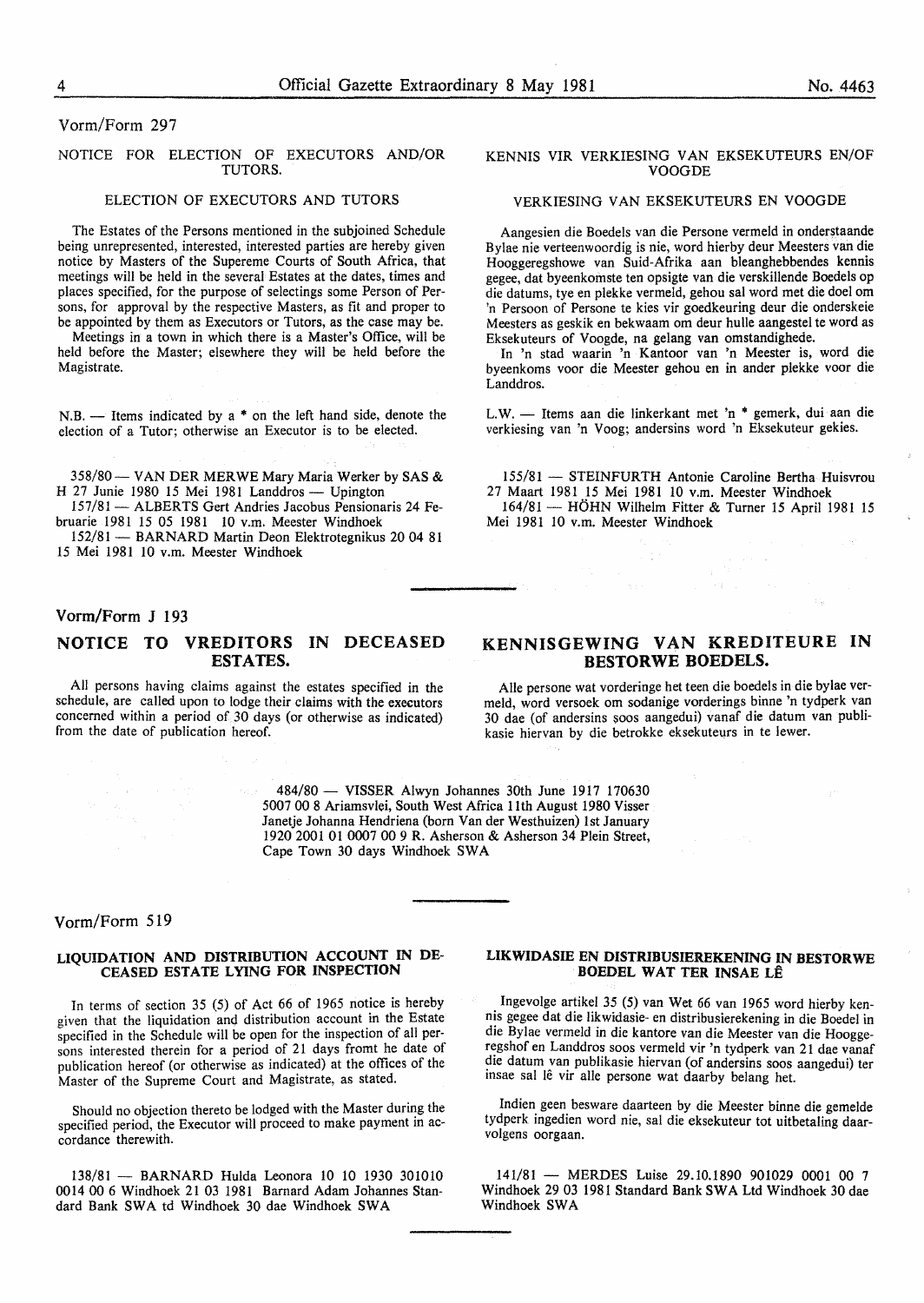Vorm/Form 297

## NOTICE FOR ELECTION OF EXECUTORS AND/OR TUTORS.

### ELECTION OF EXECUTORS AND TUTORS

The Estates of the Persons mentioned in the subjoined Schedule being unrepresented, interested, interested parties are hereby given notice by Masters of the Supereme Courts of South Africa, that meetings will be held in the several Estates at the dates, times and places specified, for the purpose of selectings some Person of Persons, for approval by the respective Masters, as fit and proper to be appointed by them as Executors or Tutors, as the case may be.

Meetings in a town in which there is a Master's Office, will be held before the Master; elsewhere they will be held before the Magistrate.

N.B. — Items indicated by a * on the left hand side, denote the election of a Tutor; otherwise an Executor is to be elected.

## KENNIS VIR VERKIESING VAN EKSEKUTEURS EN/OF VOOGDE

### VERKIESING VAN EKSEKUTEURS EN VOOGDE

Aangesien die Boedels van die Persone vermeld in onderstaande Bylae nie verteenwoordig is nie, word hierby deur Meesters van die Hooggeregshowe van Suid-Afrika aan bleanghebbendes kennis gegee, dat byeenkomste ten opsigte van die verskillende Boedels op die datums, tye en plekke vermeld, gehou sal word met die doel om 'n Persoon of Persone te kies vir goedkeuring deur die onderskeie Meesters as geskik en bekwaam om deur hulle aangestel te word as Eksekuteurs of Voogde, na gelang van omstandighede.

In 'n stad waarin 'n Kantoor van 'n Meester is, word die byeenkoms voor die Meester gehou en in ander plekke voor die Landdros.

L.W. — Items aan die linkerkant met 'n * gemerk, dui aan die verkiesing van 'n Voog; andersins word 'n Eksekuteur gekies.

358/80 — VAN DER MERWE Mary Maria Werker by SAS & H 27 Junie 1980 15 Mei 1981 Landdros — Upington

157/81 — ALBERTS Gert Andries Jacobus Pensionaris 24 Februarie 1981 15 05 1981 10 v.m. Meester Windhoek

152/81 — BARNARD Martin Deon Elektrotegnikus 20 04 81 15 Mei 1981 10 v.m. Meester Windhoek

155/81 — STEINFURTH Antonie Caroline Bertha Huisvrou 27 Maart 1981 15 Mei 1981 10 v.m. Meester Windhoek

164/81 — HÖHN Wilhelm Fitter & Turner 15 April 1981 15 Mei 1981 10 v.m. Meester Windhoek

Vorm/Form J 193

## NOTICE TO VREDITORS IN DECEASED ESTATES.

All persons having claims against the estates specified in the schedule, are called upon to lodge their claims with the executors concerned within a period of 30 days (or otherwise as indicated) from the date of publication hereof.

## KENNISGEWING VAN KREDITEURE IN BESTORWE BOEDELS.

Alle persone wat vorderinge het teen die boedels in die bylae vermeld, word versoek om sodanige vorderings binne 'n tydperk van 30 dae (of andersins soos aangedui) vanaf die datum van publikasie hiervan by die betrokke eksekuteurs in te lewer.

484/80 — VISSER Alwyn Johannes 30th June 1917 170630 5007 00 8 Ariamsvlei, South West Africa 11th August 1980 Visser Janetje Johanna Hendriena (born Van der Westhuizen) 1st January 1920 2001 01 0007 00 9 R. Asherson & Asherson 34 Plein Street, Cape Town 30 days Windhoek SWA

Vorm/Form 519

## LIQUIDATION AND DISTRIBUTION ACCOUNT IN DECEASED ESTATE LYING FOR INSPECTION

In terms of section 35 (5) of Act 66 of 1965 notice is hereby given that the liquidation and distribution account in the Estate specified in the Schedule will be open for the inspection of all persons interested therein for a period of 21 days fromt he date of publication hereof (or otherwise as indicated) at the offices of the Master of the Supreme Court and Magistrate, as stated.

Should no objection thereto be lodged with the Master during the specified period, the Executor will proceed to make payment in accordance therewith.

## LIKWIDASIE EN DISTRIBUSIEREKENING IN BESTORWE BOEDEL WAT TER INSAE LÊ

Ingevolge artikel 35 (5) van Wet 66 van 1965 word hierby kennis gegee dat die likwidasie- en distribusierekening in die Boedel in die Bylae vermeld in die kantore van die Meester van die Hooggeregshof en Landdros soos vermeld vir 'n tydperk van 21 dae vanaf die datum van publikasie hiervan (of andersins soos aangedui) ter insae sal lê vir alle persone wat daarby belang het.

Indien geen besware daarteen by die Meester binne die gemelde tydperk ingedien word nie, sal die eksekuteur tot uitbetaling daarvolgens oorgaan.

138/81 — BARNARD Hulda Leonora 10 10 1930 301010 0014 00 6 Windhoek 21 03 1981 Barnard Adam Johannes Standard Bank SWA td Windhoek 30 dae Windhoek SWA

141/81 — MERDES Luise 29.10.1890 901029 0001 00 7 Windhoek 29 03 1981 Standard Bank SWA Ltd Windhoek 30 dae Windhoek SWA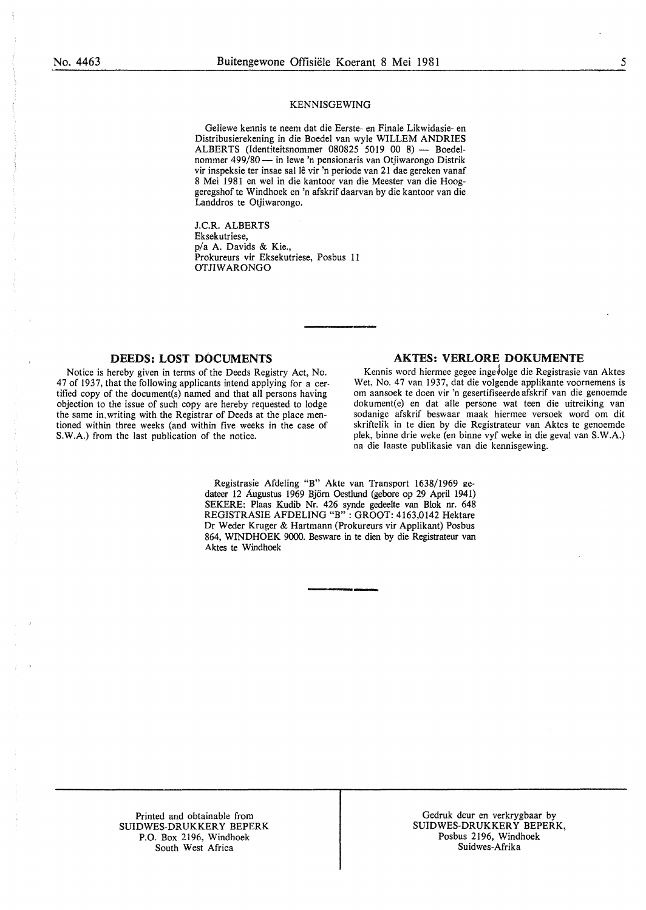## KENNISGEWING

Geliewe kennis te neem dat die Eerste- en Finale Likwidasie- en Distribusierekening in die Boedel van wyle WILLEM ANDRIES ALBERTS (Identiteitsnommer 080825 5019 00 8) — Boedelnommer 499/80 — in lewe 'n pensionaris van Otjiwarongo Distrik vir inspeksie ter insae sal lê vir 'n periode van 21 dae gereken vanaf 8 Mei 1981 en wel in die kantoor van die Meester van die Hooggeregshof te Windhoek en 'n afskrif daarvan by die kantoor van die Landdros te Otjiwarongo.

J.C.R. ALBERTS
Eksekutriese,
p/a A. Davids & Kie.,
Prokureurs vir Eksekutriese, Posbus 11
OTJIWARONGO

## DEEDS: LOST DOCUMENTS

Notice is hereby given in terms of the Deeds Registry Act, No. 47 of 1937, that the following applicants intend applying for a certified copy of the document(s) named and that all persons having objection to the issue of such copy are hereby requested to lodge the same in writing with the Registrar of Deeds at the place mentioned within three weeks (and within five weeks in the case of S.W.A.) from the last publication of the notice.

## AKTES: VERLORE DOKUMENTE

Kennis word hiermee gegee ingevolge die Registrasie van Aktes Wet, No. 47 van 1937, dat die volgende applikante voornemens is om aansoek te doen vir 'n gesertifiseerde afskrif van die genoemde dokument(e) en dat alle persone wat teen die uitreiking van sodanige afskrif beswaar maak hiermee versoek word om dit skriftelik in te dien by die Registrateur van Aktes te genoemde plek, binne drie weke (en binne vyf weke in die geval van S.W.A.) na die laaste publikasie van die kennisgewing.

Registrasie Afdeling "B" Akte van Transport 1638/1969 gedateer 12 Augustus 1969 Björn Oestlund (gebore op 29 April 1941) SEKERE: Plaas Kudib Nr. 426 synde gedeelte van Blok nr. 648 REGISTRASIE AFDELING "B" : GROOT: 4163,0142 Hektare Dr Weder Kruger & Hartmann (Prokureurs vir Applikant) Posbus 864, WINDHOEK 9000. Besware in te dien by die Registrateur van Aktes te Windhoek

Printed and obtainable from
SUIDWES-DRUKKERY BEPERK
P.O. Box 2196, Windhoek
South West Africa

Gedruk deur en verkrygbaar by
SUIDWES-DRUKKERY BEPERK,
Posbus 2196, Windhoek
Suidwes-Afrika